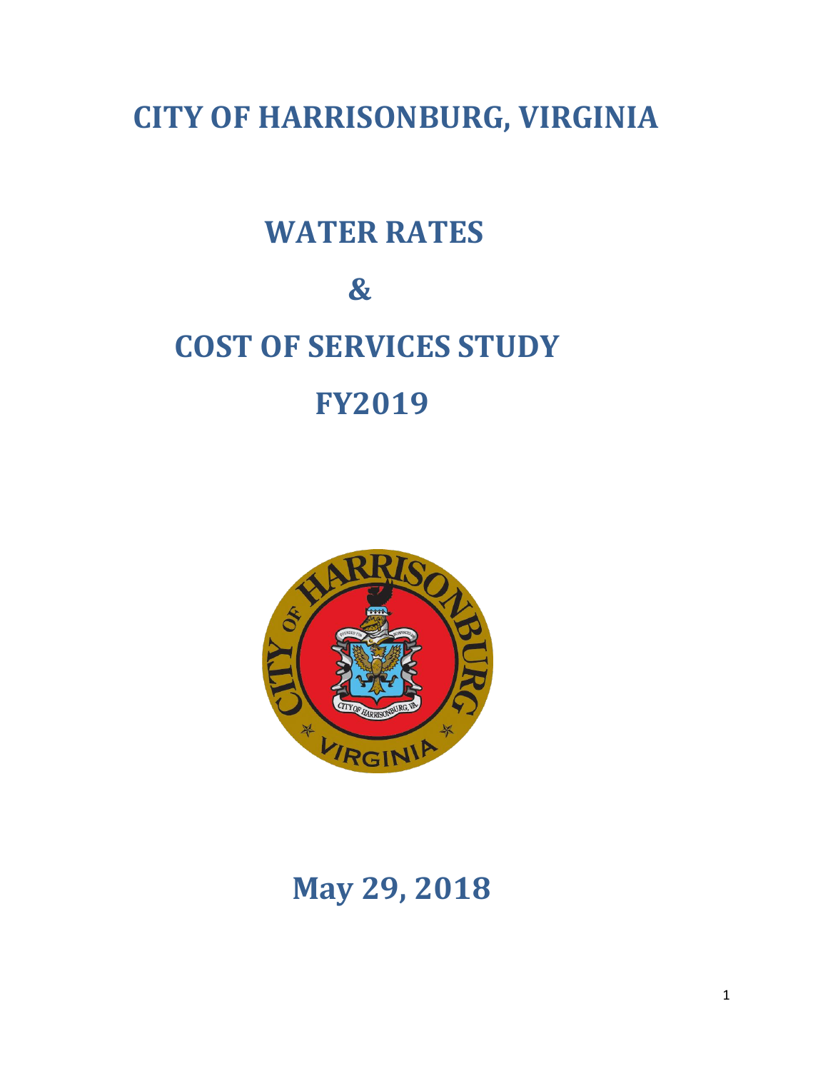# CITY OF HARRISONBURG, VIRGINIA

# WATER RATES

# &

# COST OF SERVICES STUDY

# FY2019

## May 29, 2018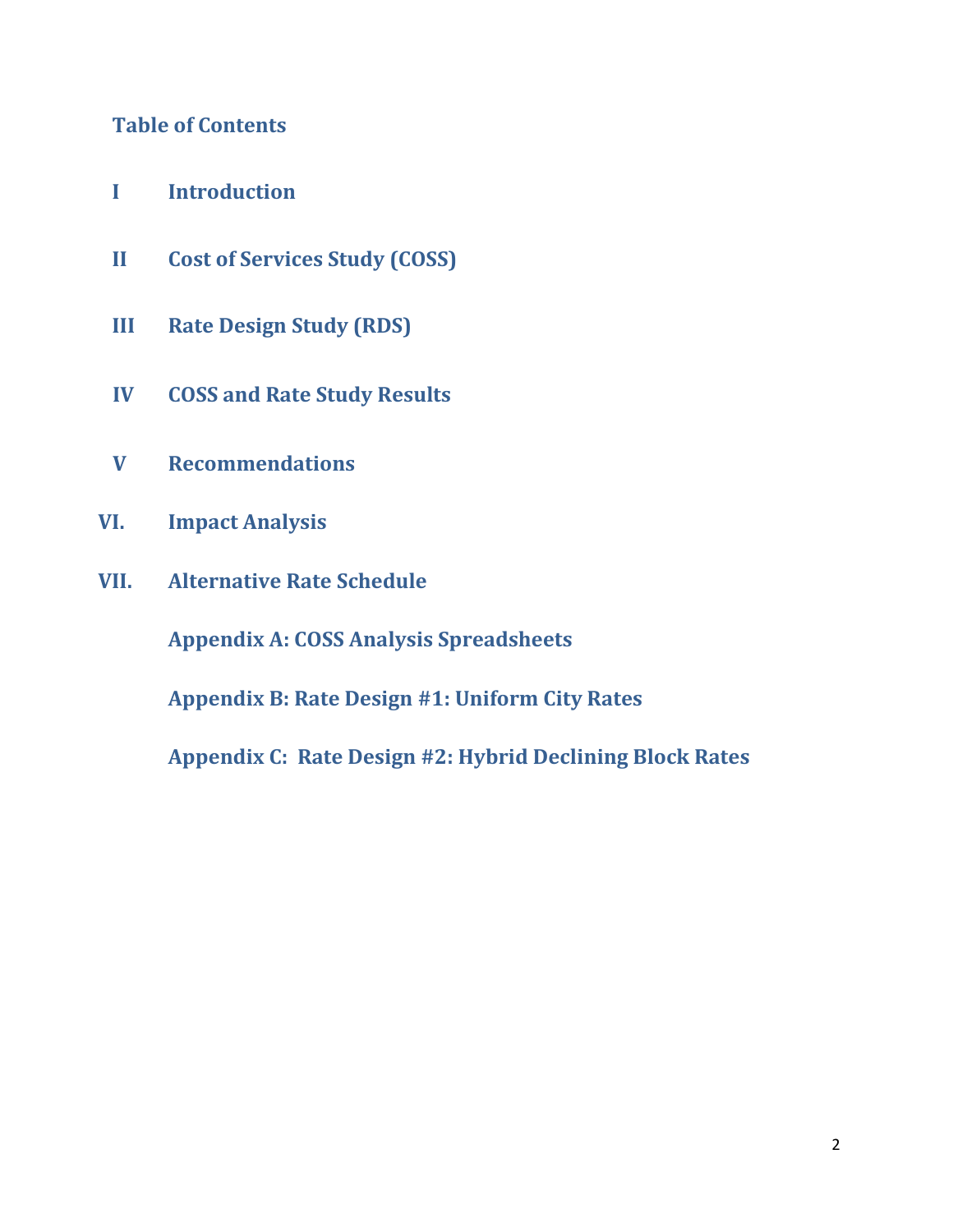## Table of Contents

- I Introduction
- II Cost of Services Study (COSS)
- III Rate Design Study (RDS)
- IV COSS and Rate Study Results
- V Recommendations
- VI. Impact Analysis
- VII. Alternative Rate Schedule
- Appendix A: COSS Analysis Spreadsheets
- Appendix B: Rate Design #1: Uniform City Rates
- Appendix C: Rate Design #2: Hybrid Declining Block Rates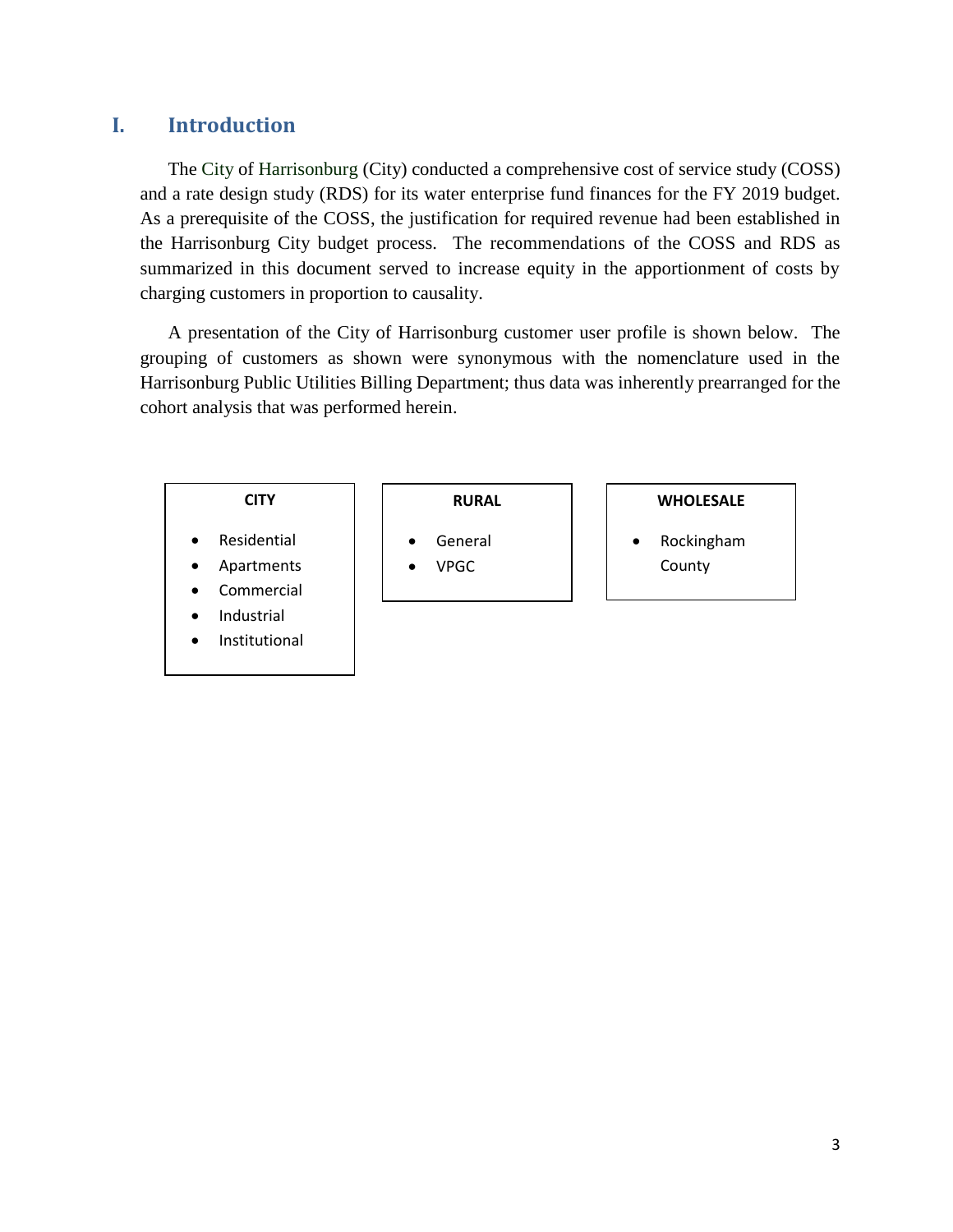## I. Introduction

The City of Harrisonburg (City) conducted a comprehensive cost of service study (COSS) and a rate design study (RDS) for its water enterprise fund finances for the FY 2019 budget. As a prerequisite of the COSS, the justification for required revenue had been established in the Harrisonburg City budget process. The recommendations of the COSS and RDS as summarized in this document served to increase equity in the apportionment of costs by charging customers in proportion to causality.

A presentation of the City of Harrisonburg customer user profile is shown below. The grouping of customers as shown were synonymous with the nomenclature used in the Harrisonburg Public Utilities Billing Department; thus data was inherently prearranged for the cohort analysis that was performed herein.

**CITY**

- Residential
- Apartments
- Commercial
- Industrial
- Institutional

**RURAL**

- General
- VPGC

**WHOLESALE**

- Rockingham County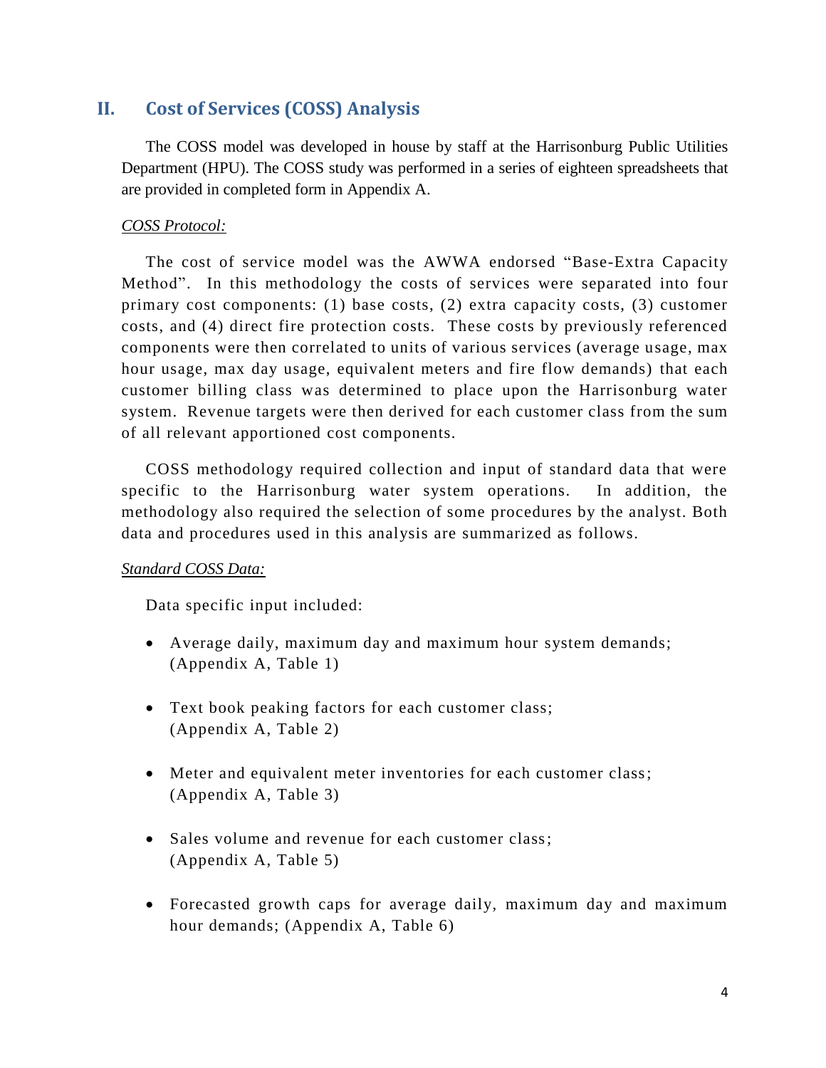## II. Cost of Services (COSS) Analysis

The COSS model was developed in house by staff at the Harrisonburg Public Utilities Department (HPU). The COSS study was performed in a series of eighteen spreadsheets that are provided in completed form in Appendix A.

*COSS Protocol:*

The cost of service model was the AWWA endorsed "Base-Extra Capacity Method". In this methodology the costs of services were separated into four primary cost components: (1) base costs, (2) extra capacity costs, (3) customer costs, and (4) direct fire protection costs. These costs by previously referenced components were then correlated to units of various services (average usage, max hour usage, max day usage, equivalent meters and fire flow demands) that each customer billing class was determined to place upon the Harrisonburg water system. Revenue targets were then derived for each customer class from the sum of all relevant apportioned cost components.

COSS methodology required collection and input of standard data that were specific to the Harrisonburg water system operations. In addition, the methodology also required the selection of some procedures by the analyst. Both data and procedures used in this analysis are summarized as follows.

*Standard COSS Data:*

Data specific input included:

- Average daily, maximum day and maximum hour system demands; (Appendix A, Table 1)
- Text book peaking factors for each customer class; (Appendix A, Table 2)
- Meter and equivalent meter inventories for each customer class; (Appendix A, Table 3)
- Sales volume and revenue for each customer class; (Appendix A, Table 5)
- Forecasted growth caps for average daily, maximum day and maximum hour demands; (Appendix A, Table 6)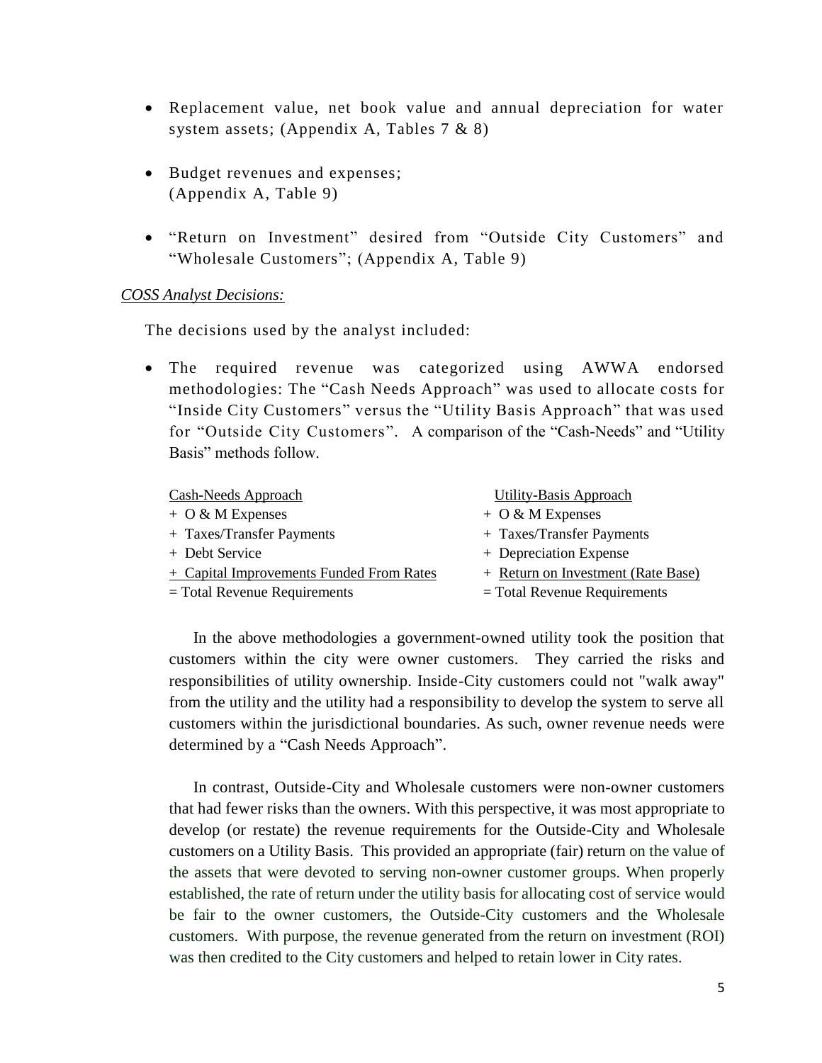- Replacement value, net book value and annual depreciation for water system assets; (Appendix A, Tables 7 & 8)

- Budget revenues and expenses; (Appendix A, Table 9)

- "Return on Investment" desired from "Outside City Customers" and "Wholesale Customers"; (Appendix A, Table 9)

*COSS Analyst Decisions:*

The decisions used by the analyst included:

- The required revenue was categorized using AWWA endorsed methodologies: The "Cash Needs Approach" was used to allocate costs for "Inside City Customers" versus the "Utility Basis Approach" that was used for "Outside City Customers". A comparison of the "Cash-Needs" and "Utility Basis" methods follow.

| Cash-Needs Approach | Utility-Basis Approach |
|---|---|
| + O & M Expenses | + O & M Expenses |
| + Taxes/Transfer Payments | + Taxes/Transfer Payments |
| + Debt Service | + Depreciation Expense |
| + Capital Improvements Funded From Rates | + Return on Investment (Rate Base) |
| = Total Revenue Requirements | = Total Revenue Requirements |

In the above methodologies a government-owned utility took the position that customers within the city were owner customers. They carried the risks and responsibilities of utility ownership. Inside-City customers could not "walk away" from the utility and the utility had a responsibility to develop the system to serve all customers within the jurisdictional boundaries. As such, owner revenue needs were determined by a "Cash Needs Approach".

In contrast, Outside-City and Wholesale customers were non-owner customers that had fewer risks than the owners. With this perspective, it was most appropriate to develop (or restate) the revenue requirements for the Outside-City and Wholesale customers on a Utility Basis. This provided an appropriate (fair) return on the value of the assets that were devoted to serving non-owner customer groups. When properly established, the rate of return under the utility basis for allocating cost of service would be fair to the owner customers, the Outside-City customers and the Wholesale customers. With purpose, the revenue generated from the return on investment (ROI) was then credited to the City customers and helped to retain lower in City rates.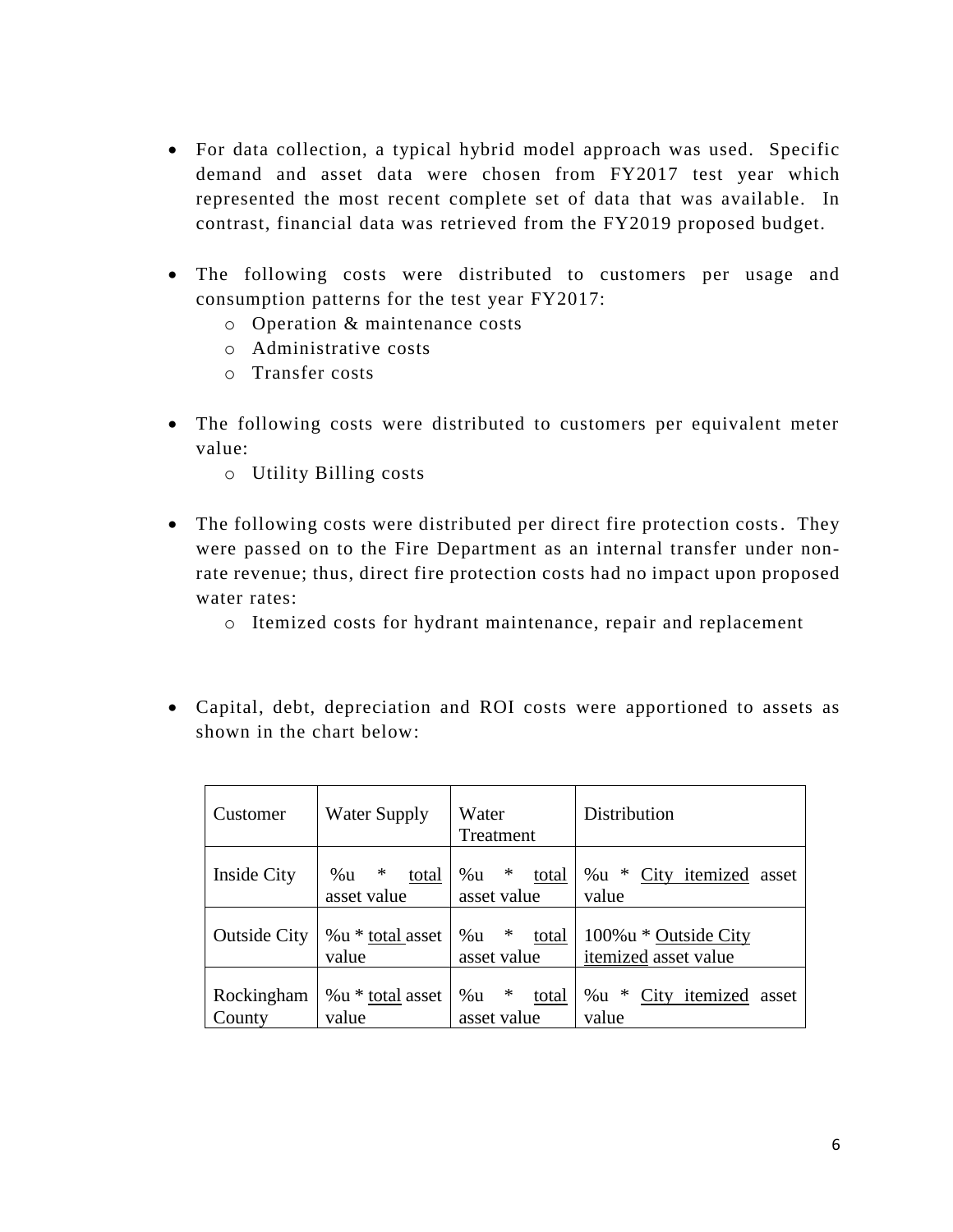- For data collection, a typical hybrid model approach was used. Specific demand and asset data were chosen from FY2017 test year which represented the most recent complete set of data that was available. In contrast, financial data was retrieved from the FY2019 proposed budget.

- The following costs were distributed to customers per usage and consumption patterns for the test year FY2017:
  - Operation & maintenance costs
  - Administrative costs
  - Transfer costs

- The following costs were distributed to customers per equivalent meter value:
  - Utility Billing costs

- The following costs were distributed per direct fire protection costs. They were passed on to the Fire Department as an internal transfer under non-rate revenue; thus, direct fire protection costs had no impact upon proposed water rates:
  - Itemized costs for hydrant maintenance, repair and replacement

- Capital, debt, depreciation and ROI costs were apportioned to assets as shown in the chart below:

| Customer | Water Supply | Water Treatment | Distribution |
|---|---|---|---|
| Inside City | %u * total asset value | %u * total asset value | %u * City itemized asset value |
| Outside City | %u * total asset value | %u * total asset value | 100%u * Outside City itemized asset value |
| Rockingham County | %u * total asset value | %u * total asset value | %u * City itemized asset value |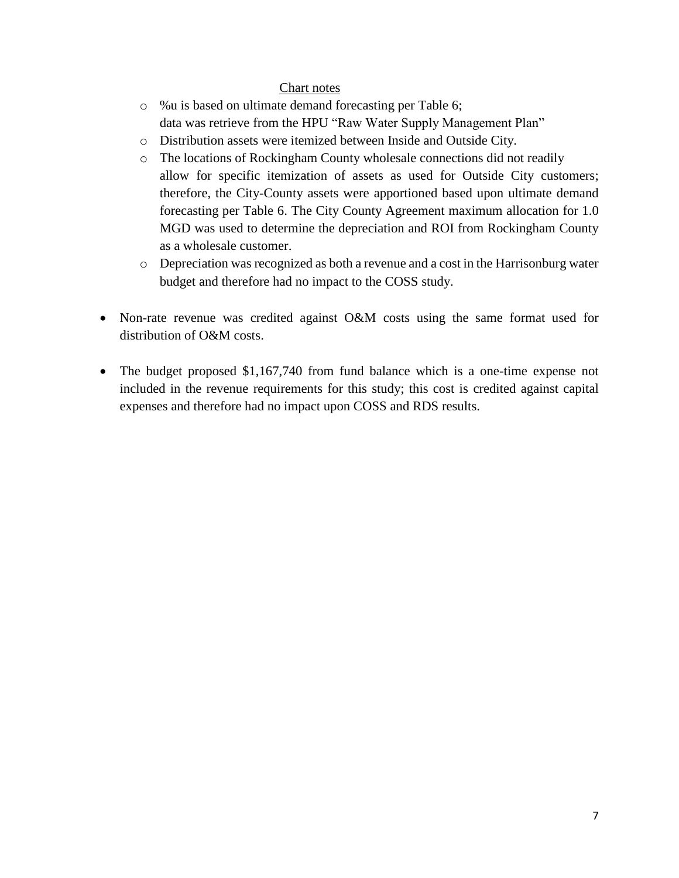<u>Chart notes</u>

- %u is based on ultimate demand forecasting per Table 6; data was retrieve from the HPU "Raw Water Supply Management Plan"
- Distribution assets were itemized between Inside and Outside City.
- The locations of Rockingham County wholesale connections did not readily allow for specific itemization of assets as used for Outside City customers; therefore, the City-County assets were apportioned based upon ultimate demand forecasting per Table 6. The City County Agreement maximum allocation for 1.0 MGD was used to determine the depreciation and ROI from Rockingham County as a wholesale customer.
- Depreciation was recognized as both a revenue and a cost in the Harrisonburg water budget and therefore had no impact to the COSS study.

- Non-rate revenue was credited against O&M costs using the same format used for distribution of O&M costs.

- The budget proposed $1,167,740 from fund balance which is a one-time expense not included in the revenue requirements for this study; this cost is credited against capital expenses and therefore had no impact upon COSS and RDS results.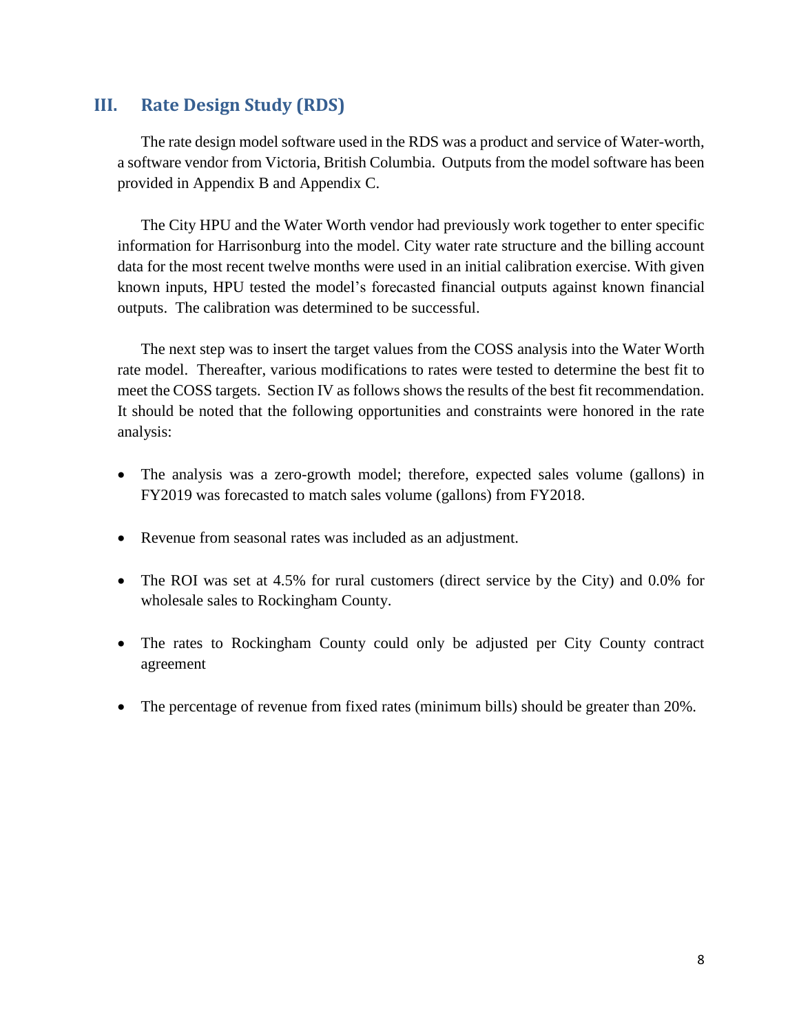## III. Rate Design Study (RDS)

The rate design model software used in the RDS was a product and service of Water-worth, a software vendor from Victoria, British Columbia. Outputs from the model software has been provided in Appendix B and Appendix C.

The City HPU and the Water Worth vendor had previously work together to enter specific information for Harrisonburg into the model. City water rate structure and the billing account data for the most recent twelve months were used in an initial calibration exercise. With given known inputs, HPU tested the model's forecasted financial outputs against known financial outputs. The calibration was determined to be successful.

The next step was to insert the target values from the COSS analysis into the Water Worth rate model. Thereafter, various modifications to rates were tested to determine the best fit to meet the COSS targets. Section IV as follows shows the results of the best fit recommendation. It should be noted that the following opportunities and constraints were honored in the rate analysis:

- The analysis was a zero-growth model; therefore, expected sales volume (gallons) in FY2019 was forecasted to match sales volume (gallons) from FY2018.
- Revenue from seasonal rates was included as an adjustment.
- The ROI was set at 4.5% for rural customers (direct service by the City) and 0.0% for wholesale sales to Rockingham County.
- The rates to Rockingham County could only be adjusted per City County contract agreement
- The percentage of revenue from fixed rates (minimum bills) should be greater than 20%.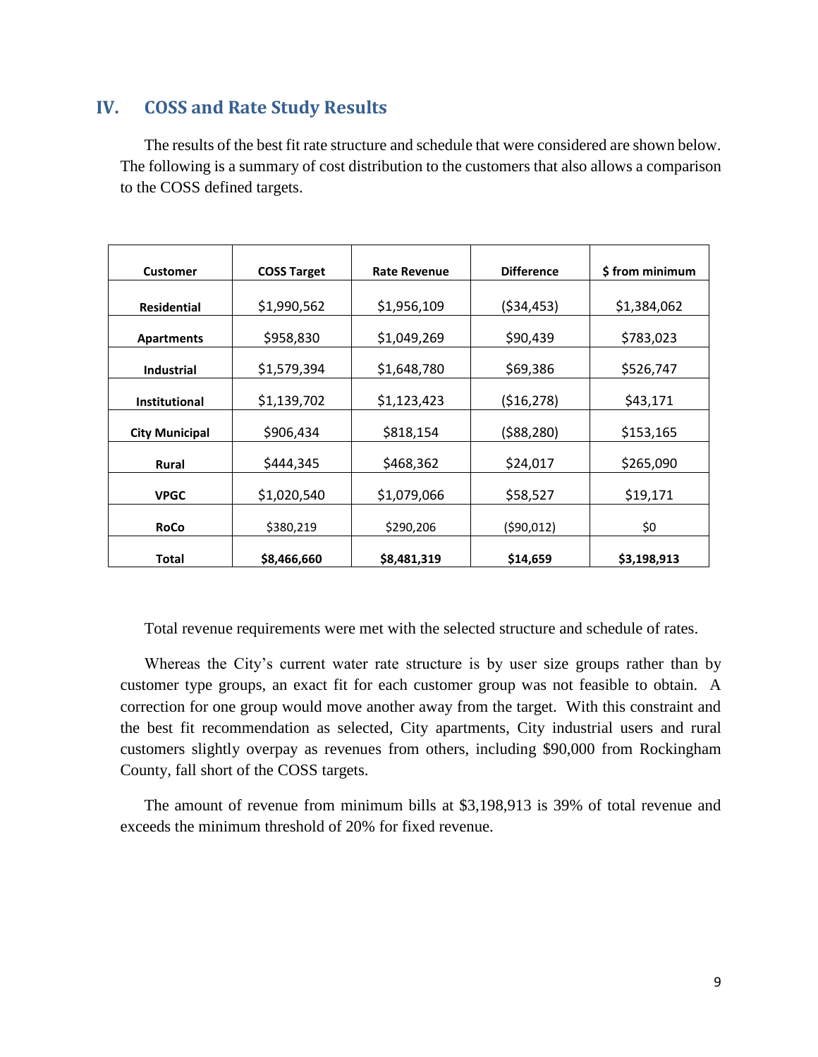## IV. COSS and Rate Study Results

The results of the best fit rate structure and schedule that were considered are shown below. The following is a summary of cost distribution to the customers that also allows a comparison to the COSS defined targets.

| Customer | COSS Target | Rate Revenue | Difference | $ from minimum |
|---|---|---|---|---|
| **Residential** | $1,990,562 | $1,956,109 | ($34,453) | $1,384,062 |
| **Apartments** | $958,830 | $1,049,269 | $90,439 | $783,023 |
| **Industrial** | $1,579,394 | $1,648,780 | $69,386 | $526,747 |
| **Institutional** | $1,139,702 | $1,123,423 | ($16,278) | $43,171 |
| **City Municipal** | $906,434 | $818,154 | ($88,280) | $153,165 |
| **Rural** | $444,345 | $468,362 | $24,017 | $265,090 |
| **VPGC** | $1,020,540 | $1,079,066 | $58,527 | $19,171 |
| **RoCo** | $380,219 | $290,206 | ($90,012) | $0 |
| **Total** | **$8,466,660** | **$8,481,319** | **$14,659** | **$3,198,913** |

Total revenue requirements were met with the selected structure and schedule of rates.

Whereas the City's current water rate structure is by user size groups rather than by customer type groups, an exact fit for each customer group was not feasible to obtain. A correction for one group would move another away from the target. With this constraint and the best fit recommendation as selected, City apartments, City industrial users and rural customers slightly overpay as revenues from others, including $90,000 from Rockingham County, fall short of the COSS targets.

The amount of revenue from minimum bills at $3,198,913 is 39% of total revenue and exceeds the minimum threshold of 20% for fixed revenue.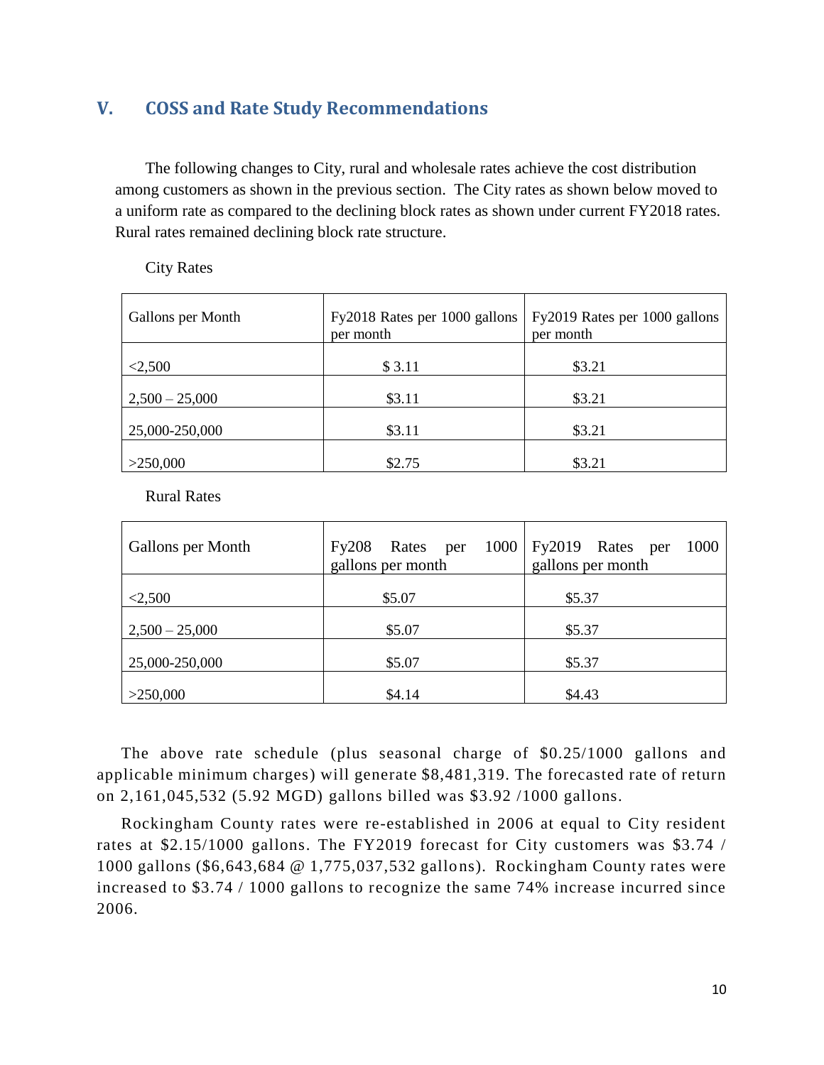## V. COSS and Rate Study Recommendations

The following changes to City, rural and wholesale rates achieve the cost distribution among customers as shown in the previous section. The City rates as shown below moved to a uniform rate as compared to the declining block rates as shown under current FY2018 rates. Rural rates remained declining block rate structure.

City Rates

| Gallons per Month | Fy2018 Rates per 1000 gallons per month | Fy2019 Rates per 1000 gallons per month |
|---|---|---|
| <2,500 | $ 3.11 | $3.21 |
| 2,500 – 25,000 | $3.11 | $3.21 |
| 25,000-250,000 | $3.11 | $3.21 |
| >250,000 | $2.75 | $3.21 |

Rural Rates

| Gallons per Month | Fy208 Rates per 1000 gallons per month | Fy2019 Rates per 1000 gallons per month |
|---|---|---|
| <2,500 | $5.07 | $5.37 |
| 2,500 – 25,000 | $5.07 | $5.37 |
| 25,000-250,000 | $5.07 | $5.37 |
| >250,000 | $4.14 | $4.43 |

The above rate schedule (plus seasonal charge of $0.25/1000 gallons and applicable minimum charges) will generate $8,481,319. The forecasted rate of return on 2,161,045,532 (5.92 MGD) gallons billed was $3.92 /1000 gallons.

Rockingham County rates were re-established in 2006 at equal to City resident rates at $2.15/1000 gallons. The FY2019 forecast for City customers was $3.74 / 1000 gallons ($6,643,684 @ 1,775,037,532 gallons). Rockingham County rates were increased to $3.74 / 1000 gallons to recognize the same 74% increase incurred since 2006.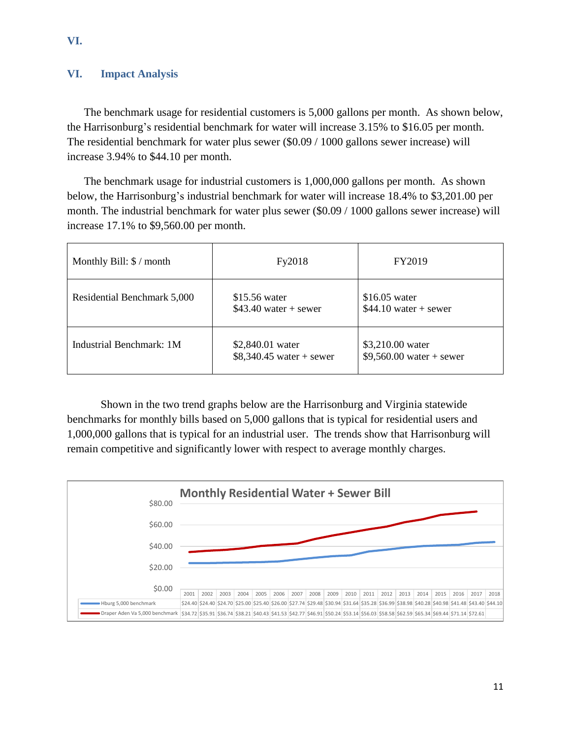VI.

## VI. Impact Analysis

The benchmark usage for residential customers is 5,000 gallons per month. As shown below, the Harrisonburg's residential benchmark for water will increase 3.15% to $16.05 per month. The residential benchmark for water plus sewer ($0.09 / 1000 gallons sewer increase) will increase 3.94% to $44.10 per month.

The benchmark usage for industrial customers is 1,000,000 gallons per month. As shown below, the Harrisonburg's industrial benchmark for water will increase 18.4% to $3,201.00 per month. The industrial benchmark for water plus sewer ($0.09 / 1000 gallons sewer increase) will increase 17.1% to $9,560.00 per month.

| Monthly Bill: $ / month | Fy2018 | FY2019 |
|---|---|---|
| Residential Benchmark 5,000 | $15.56 water<br>$43.40 water + sewer | $16.05 water<br>$44.10 water + sewer |
| Industrial Benchmark: 1M | $2,840.01 water<br>$8,340.45 water + sewer | $3,210.00 water<br>$9,560.00 water + sewer |

Shown in the two trend graphs below are the Harrisonburg and Virginia statewide benchmarks for monthly bills based on 5,000 gallons that is typical for residential users and 1,000,000 gallons that is typical for an industrial user. The trends show that Harrisonburg will remain competitive and significantly lower with respect to average monthly charges.

**Monthly Residential Water + Sewer Bill**

| | 2001 | 2002 | 2003 | 2004 | 2005 | 2006 | 2007 | 2008 | 2009 | 2010 | 2011 | 2012 | 2013 | 2014 | 2015 | 2016 | 2017 | 2018 |
|---|---|---|---|---|---|---|---|---|---|---|---|---|---|---|---|---|---|---|
| Hburg 5,000 benchmark | $24.40 | $24.40 | $24.70 | $25.00 | $25.40 | $26.00 | $27.74 | $29.48 | $30.94 | $31.64 | $35.28 | $36.99 | $38.98 | $40.28 | $40.98 | $41.48 | $43.40 | $44.10 |
| Draper Aden Va 5,000 benchmark | $34.72 | $35.91 | $36.74 | $38.21 | $40.43 | $41.53 | $42.77 | $46.91 | $50.24 | $53.14 | $56.03 | $58.58 | $62.59 | $65.34 | $69.44 | $71.14 | $72.61 | |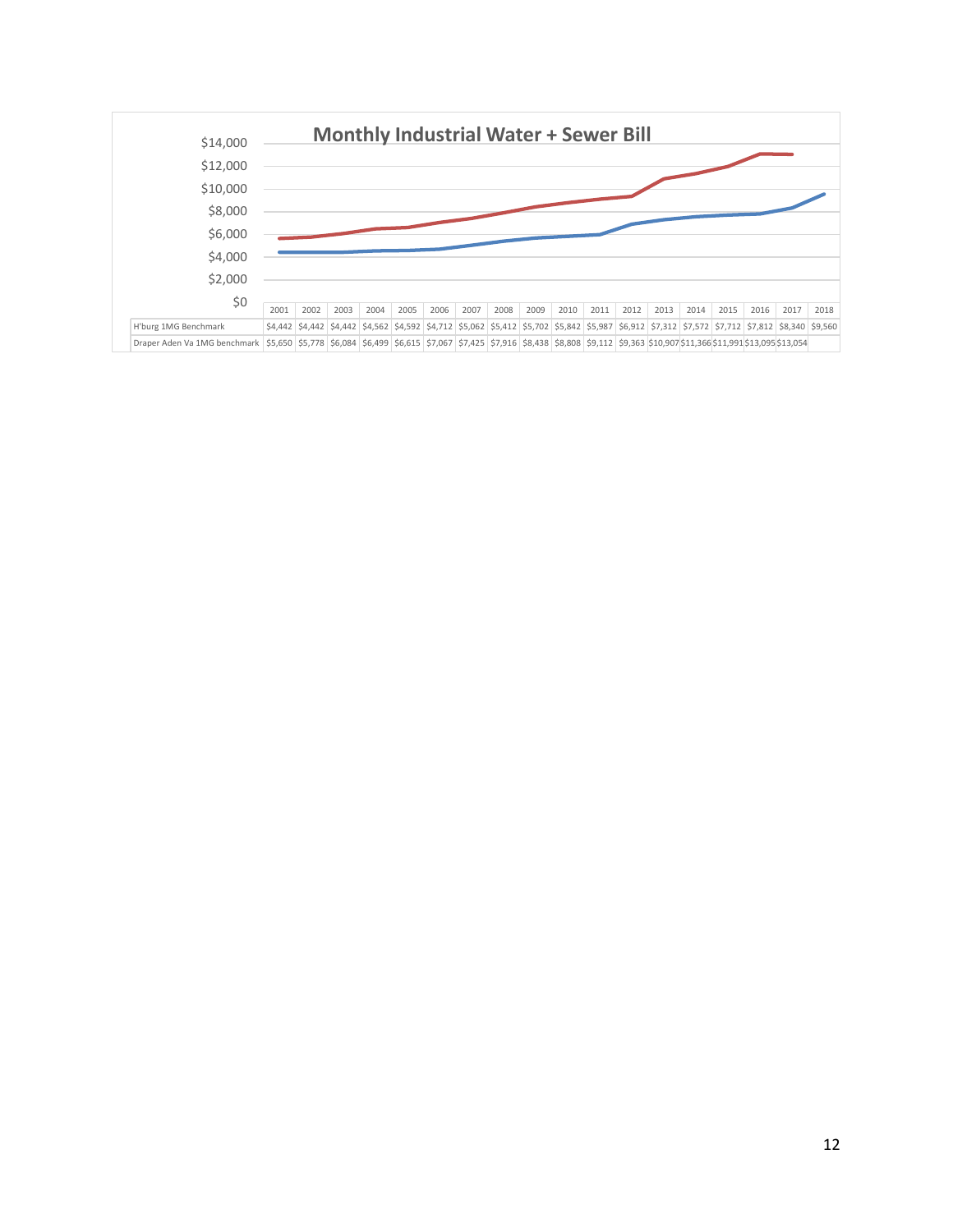## Monthly Industrial Water + Sewer Bill

| | 2001 | 2002 | 2003 | 2004 | 2005 | 2006 | 2007 | 2008 | 2009 | 2010 | 2011 | 2012 | 2013 | 2014 | 2015 | 2016 | 2017 | 2018 |
|---|---|---|---|---|---|---|---|---|---|---|---|---|---|---|---|---|---|---|
| H'burg 1MG Benchmark | $4,442 | $4,442 | $4,442 | $4,562 | $4,592 | $4,712 | $5,062 | $5,412 | $5,702 | $5,842 | $5,987 | $6,912 | $7,312 | $7,572 | $7,712 | $7,812 | $8,340 | $9,560 |
| Draper Aden Va 1MG benchmark | $5,650 | $5,778 | $6,084 | $6,499 | $6,615 | $7,067 | $7,425 | $7,916 | $8,438 | $8,808 | $9,112 | $9,363 | $10,907 | $11,366 | $11,991 | $13,095 | $13,054 | |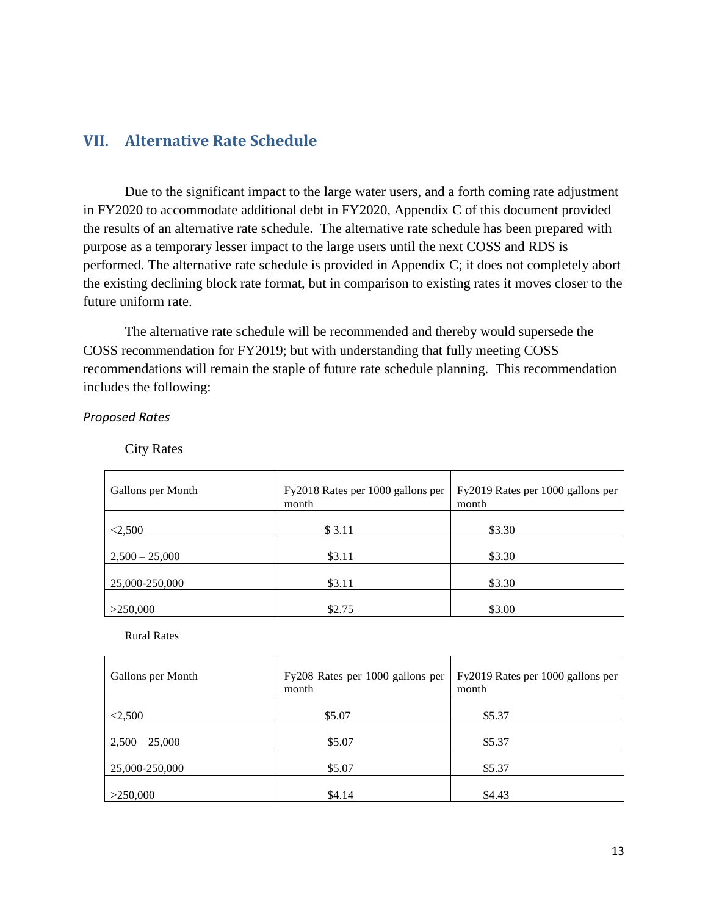## VII. Alternative Rate Schedule

Due to the significant impact to the large water users, and a forth coming rate adjustment in FY2020 to accommodate additional debt in FY2020, Appendix C of this document provided the results of an alternative rate schedule. The alternative rate schedule has been prepared with purpose as a temporary lesser impact to the large users until the next COSS and RDS is performed. The alternative rate schedule is provided in Appendix C; it does not completely abort the existing declining block rate format, but in comparison to existing rates it moves closer to the future uniform rate.

The alternative rate schedule will be recommended and thereby would supersede the COSS recommendation for FY2019; but with understanding that fully meeting COSS recommendations will remain the staple of future rate schedule planning. This recommendation includes the following:

*Proposed Rates*

City Rates

| Gallons per Month | Fy2018 Rates per 1000 gallons per month | Fy2019 Rates per 1000 gallons per month |
|---|---|---|
| <2,500 | $ 3.11 | $3.30 |
| 2,500 – 25,000 | $3.11 | $3.30 |
| 25,000-250,000 | $3.11 | $3.30 |
| >250,000 | $2.75 | $3.00 |

Rural Rates

| Gallons per Month | Fy208 Rates per 1000 gallons per month | Fy2019 Rates per 1000 gallons per month |
|---|---|---|
| <2,500 | $5.07 | $5.37 |
| 2,500 – 25,000 | $5.07 | $5.37 |
| 25,000-250,000 | $5.07 | $5.37 |
| >250,000 | $4.14 | $4.43 |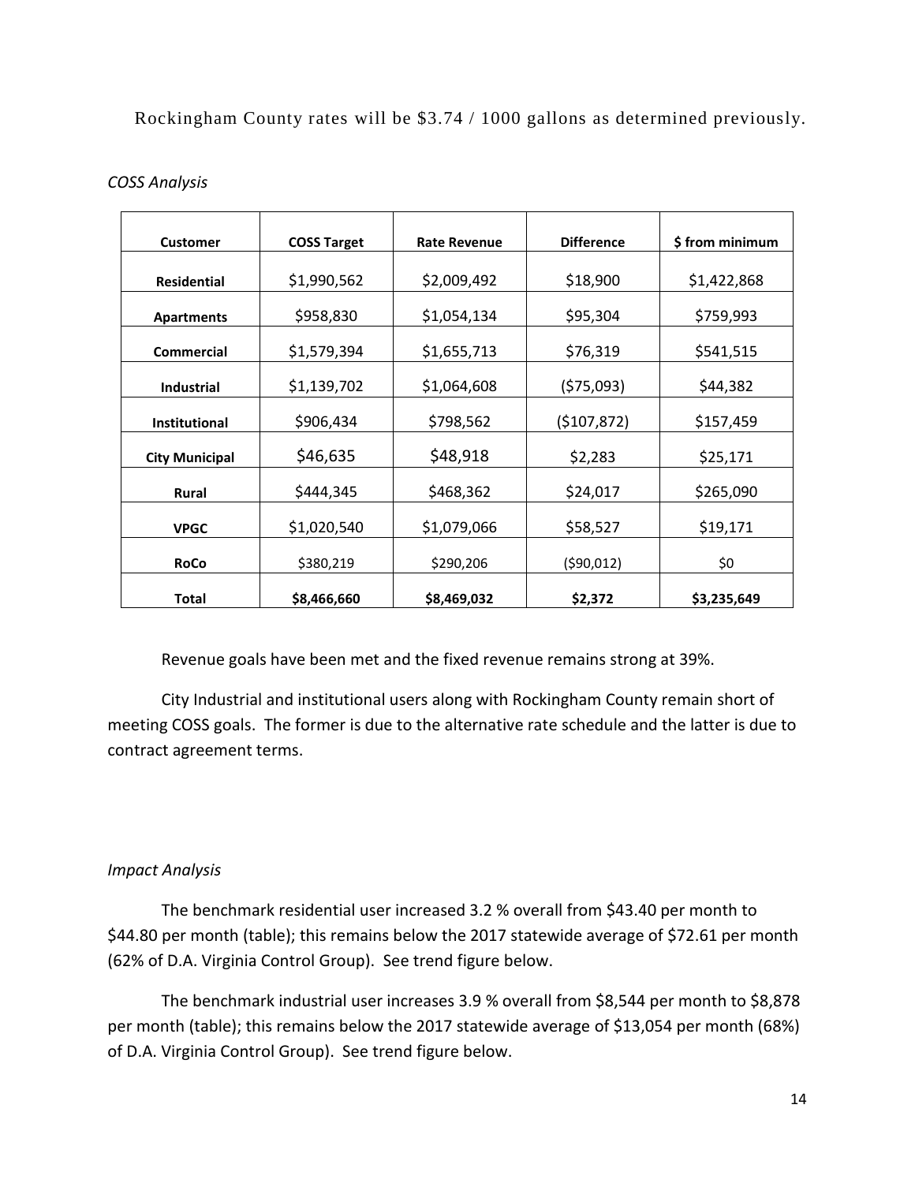Rockingham County rates will be \$3.74 / 1000 gallons as determined previously.

*COSS Analysis*

| Customer | COSS Target | Rate Revenue | Difference | \$ from minimum |
|---|---|---|---|---|
| **Residential** | \$1,990,562 | \$2,009,492 | \$18,900 | \$1,422,868 |
| **Apartments** | \$958,830 | \$1,054,134 | \$95,304 | \$759,993 |
| **Commercial** | \$1,579,394 | \$1,655,713 | \$76,319 | \$541,515 |
| **Industrial** | \$1,139,702 | \$1,064,608 | (\$75,093) | \$44,382 |
| **Institutional** | \$906,434 | \$798,562 | (\$107,872) | \$157,459 |
| **City Municipal** | \$46,635 | \$48,918 | \$2,283 | \$25,171 |
| **Rural** | \$444,345 | \$468,362 | \$24,017 | \$265,090 |
| **VPGC** | \$1,020,540 | \$1,079,066 | \$58,527 | \$19,171 |
| **RoCo** | \$380,219 | \$290,206 | (\$90,012) | \$0 |
| **Total** | **\$8,466,660** | **\$8,469,032** | **\$2,372** | **\$3,235,649** |

Revenue goals have been met and the fixed revenue remains strong at 39%.

City Industrial and institutional users along with Rockingham County remain short of meeting COSS goals. The former is due to the alternative rate schedule and the latter is due to contract agreement terms.

*Impact Analysis*

The benchmark residential user increased 3.2 % overall from \$43.40 per month to \$44.80 per month (table); this remains below the 2017 statewide average of \$72.61 per month (62% of D.A. Virginia Control Group). See trend figure below.

The benchmark industrial user increases 3.9 % overall from \$8,544 per month to \$8,878 per month (table); this remains below the 2017 statewide average of \$13,054 per month (68%) of D.A. Virginia Control Group). See trend figure below.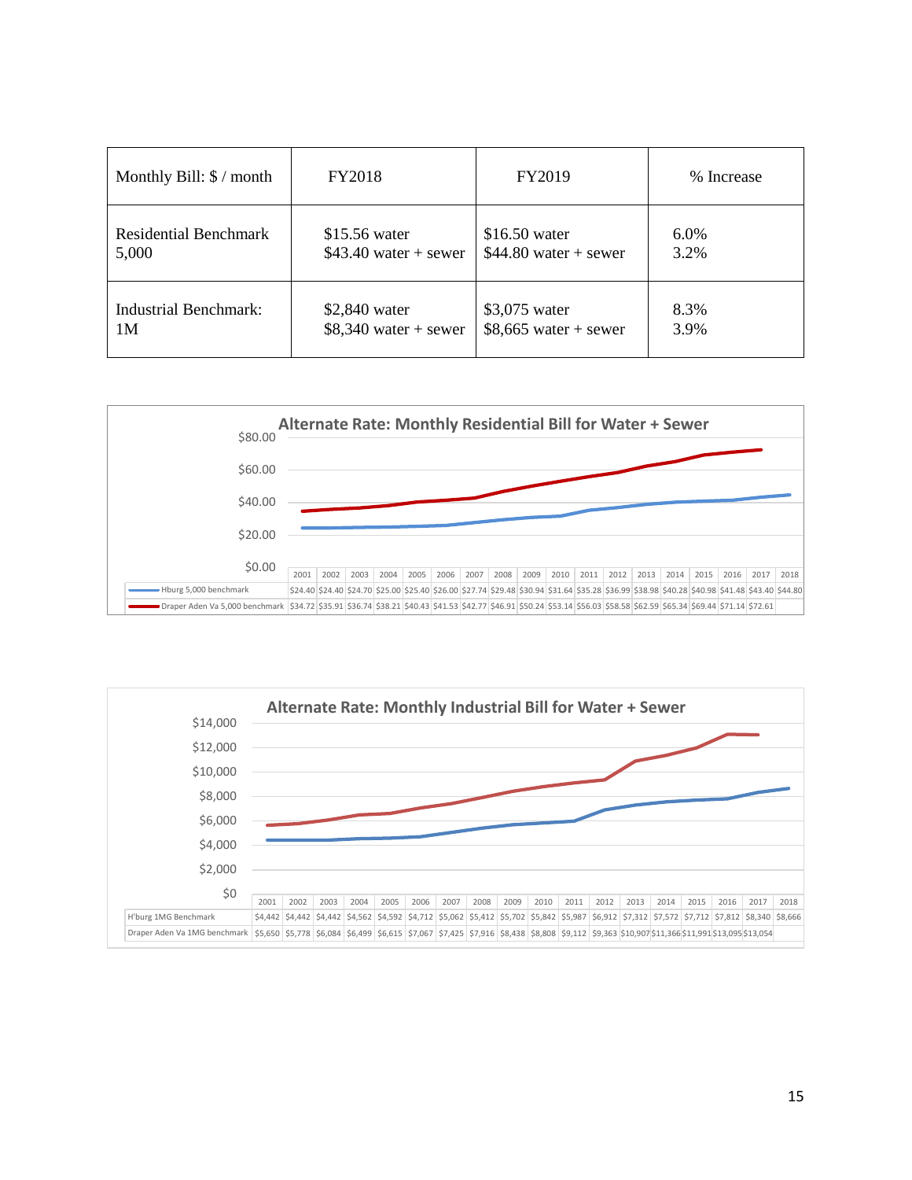| Monthly Bill: $ / month | FY2018 | FY2019 | % Increase |
|---|---|---|---|
| Residential Benchmark 5,000 | $15.56 water<br>$43.40 water + sewer | $16.50 water<br>$44.80 water + sewer | 6.0%<br>3.2% |
| Industrial Benchmark: 1M | $2,840 water<br>$8,340 water + sewer | $3,075 water<br>$8,665 water + sewer | 8.3%<br>3.9% |

Alternate Rate: Monthly Residential Bill for Water + Sewer

$80.00
$60.00
$40.00
$20.00
$0.00

2001 2002 2003 2004 2005 2006 2007 2008 2009 2010 2011 2012 2013 2014 2015 2016 2017 2018

Hburg 5,000 benchmark $24.40 $24.40 $24.70 $25.00 $25.40 $26.00 $27.74 $29.48 $30.94 $31.64 $35.28 $36.99 $38.98 $40.28 $40.98 $41.48 $43.40 $44.80

Draper Aden Va 5,000 benchmark $34.72 $35.91 $36.74 $38.21 $40.43 $41.53 $42.77 $46.91 $50.24 $53.14 $56.03 $58.58 $62.59 $65.34 $69.44 $71.14 $72.61

Alternate Rate: Monthly Industrial Bill for Water + Sewer

$14,000
$12,000
$10,000
$8,000
$6,000
$4,000
$2,000
$0

2001 2002 2003 2004 2005 2006 2007 2008 2009 2010 2011 2012 2013 2014 2015 2016 2017 2018

H'burg 1MG Benchmark $4,442 $4,442 $4,442 $4,562 $4,592 $4,712 $5,062 $5,412 $5,702 $5,842 $5,987 $6,912 $7,312 $7,572 $7,712 $7,812 $8,340 $8,666

Draper Aden Va 1MG benchmark $5,650 $5,778 $6,084 $6,499 $6,615 $7,067 $7,425 $7,916 $8,438 $8,808 $9,112 $9,363 $10,907 $11,366 $11,991 $13,095 $13,054